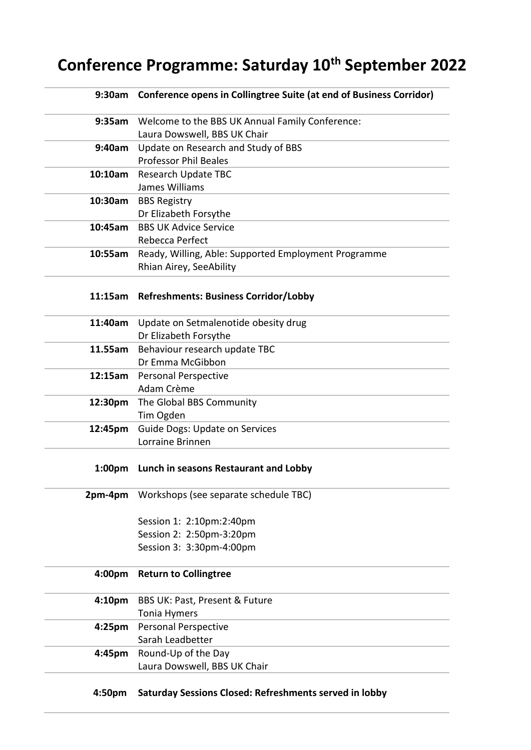# Conference Programme: Saturday 10th September 2022

| | |
|---|---|
| **9:30am** | **Conference opens in Collingtree Suite (at end of Business Corridor)** |
| **9:35am** | Welcome to the BBS UK Annual Family Conference:<br>Laura Dowswell, BBS UK Chair |
| **9:40am** | Update on Research and Study of BBS<br>Professor Phil Beales |
| **10:10am** | Research Update TBC<br>James Williams |
| **10:30am** | BBS Registry<br>Dr Elizabeth Forsythe |
| **10:45am** | BBS UK Advice Service<br>Rebecca Perfect |
| **10:55am** | Ready, Willing, Able: Supported Employment Programme<br>Rhian Airey, SeeAbility |
| **11:15am** | **Refreshments: Business Corridor/Lobby** |
| **11:40am** | Update on Setmalenotide obesity drug<br>Dr Elizabeth Forsythe |
| **11.55am** | Behaviour research update TBC<br>Dr Emma McGibbon |
| **12:15am** | Personal Perspective<br>Adam Crème |
| **12:30pm** | The Global BBS Community<br>Tim Ogden |
| **12:45pm** | Guide Dogs: Update on Services<br>Lorraine Brinnen |
| **1:00pm** | **Lunch in seasons Restaurant and Lobby** |
| **2pm-4pm** | Workshops (see separate schedule TBC)<br><br>Session 1: 2:10pm:2:40pm<br>Session 2: 2:50pm-3:20pm<br>Session 3: 3:30pm-4:00pm |
| **4:00pm** | **Return to Collingtree** |
| **4:10pm** | BBS UK: Past, Present & Future<br>Tonia Hymers |
| **4:25pm** | Personal Perspective<br>Sarah Leadbetter |
| **4:45pm** | Round-Up of the Day<br>Laura Dowswell, BBS UK Chair |
| **4:50pm** | **Saturday Sessions Closed: Refreshments served in lobby** |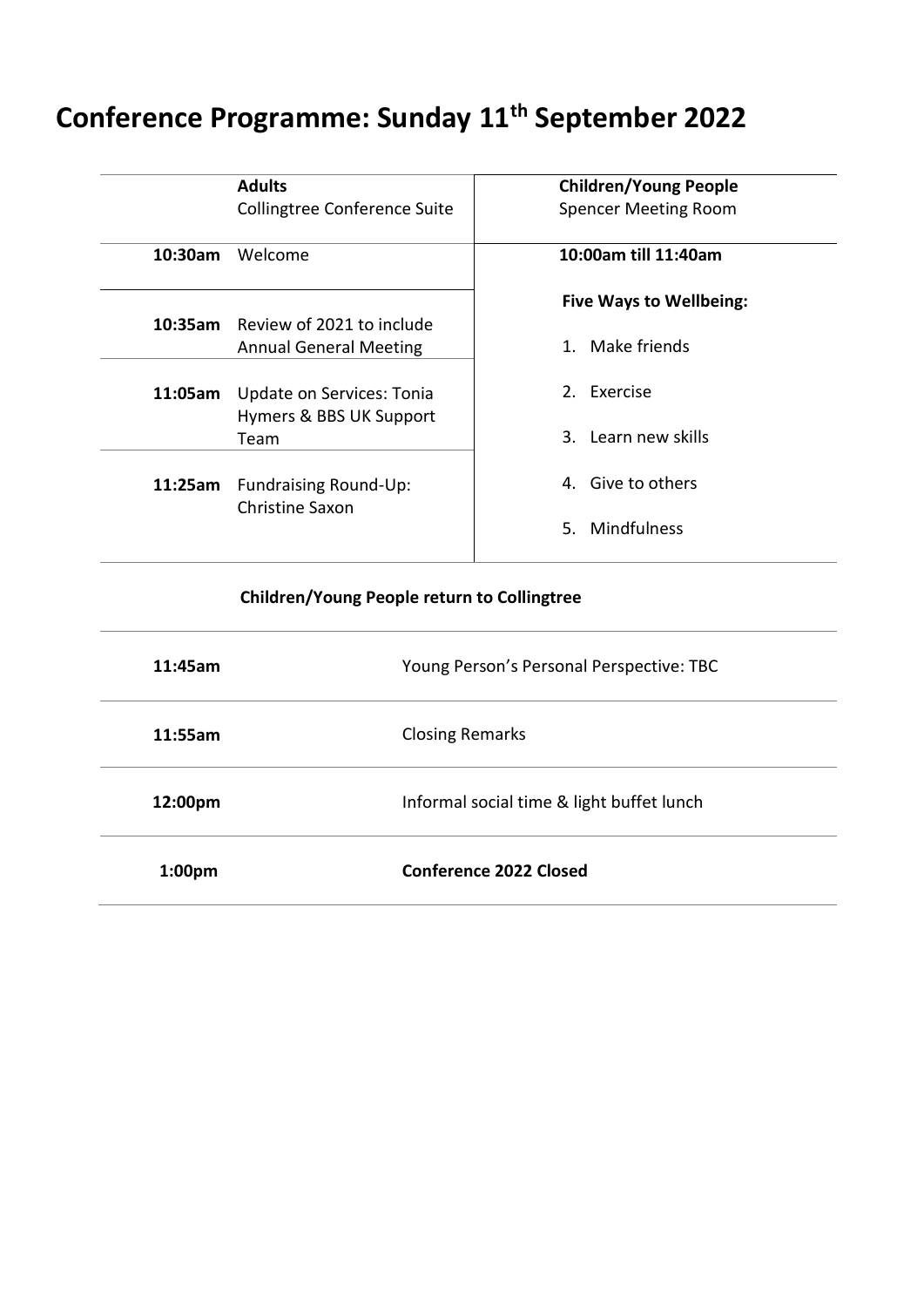# Conference Programme: Sunday 11th September 2022

| | **Adults**<br>Collingtree Conference Suite | **Children/Young People**<br>Spencer Meeting Room |
|---|---|---|
| **10:30am** | Welcome | **10:00am till 11:40am** |
| **10:35am** | Review of 2021 to include Annual General Meeting | **Five Ways to Wellbeing:**<br>1. Make friends<br>2. Exercise<br>3. Learn new skills<br>4. Give to others<br>5. Mindfulness |
| **11:05am** | Update on Services: Tonia Hymers & BBS UK Support Team | |
| **11:25am** | Fundraising Round-Up: Christine Saxon | |

**Children/Young People return to Collingtree**

| | |
|---|---|
| **11:45am** | Young Person's Personal Perspective: TBC |
| **11:55am** | Closing Remarks |
| **12:00pm** | Informal social time & light buffet lunch |
| **1:00pm** | **Conference 2022 Closed** |